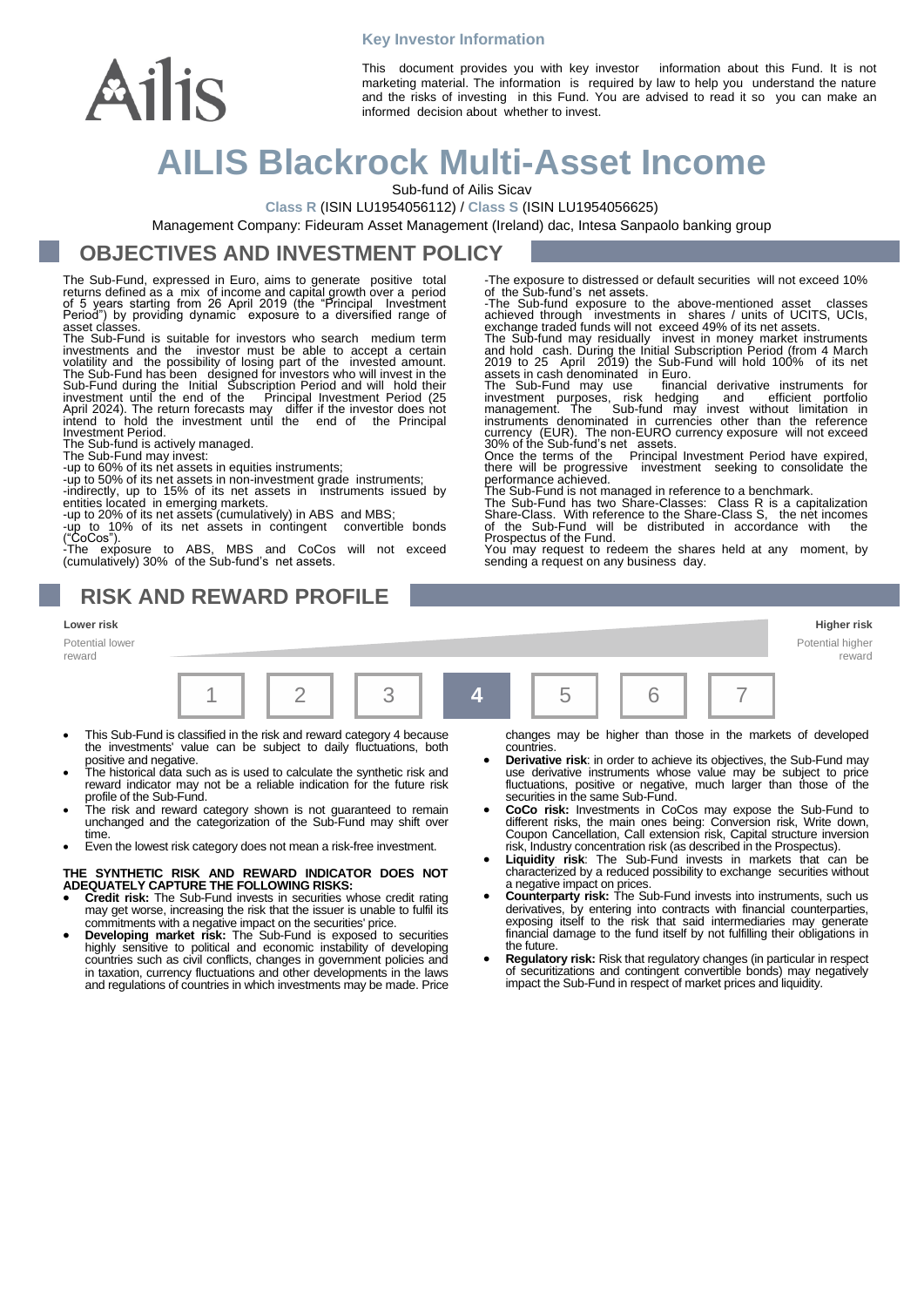Key Investor Information

This document provides you with key investor information about this Fund. It is not marketing material. The information is required by law to help you understand the nature and the risks of investing in this Fund. You are advised to read it so you can make an informed decision about whether to invest.

# AILIS Blackrock Multi-Asset Income

Sub-fund of Ailis Sicav

**Class R** (ISIN LU1954056112) / **Class S** (ISIN LU1954056625)

Management Company: Fideuram Asset Management (Ireland) dac, Intesa Sanpaolo banking group

## OBJECTIVES AND INVESTMENT POLICY

The Sub-Fund, expressed in Euro, aims to generate positive total returns defined as a mix of income and capital growth over a period of 5 years starting from 26 April 2019 (the "Principal Investment Period") by providing dynamic exposure to a diversified range of asset classes.

The Sub-Fund is suitable for investors who search medium term investments and the investor must be able to accept a certain volatility and the possibility of losing part of the invested amount. The Sub-Fund has been designed for investors who will invest in the Sub-Fund during the Initial Subscription Period and will hold their investment until the end of the Principal Investment Period (25 April 2024). The return forecasts may differ if the investor does not intend to hold the investment until the end of the Principal Investment Period.

The Sub-fund is actively managed.

The Sub-Fund may invest:

-up to 60% of its net assets in equities instruments;

-up to 50% of its net assets in non-investment grade instruments;

-indirectly, up to 15% of its net assets in instruments issued by entities located in emerging markets.

-up to 20% of its net assets (cumulatively) in ABS and MBS;

-up to 10% of its net assets in contingent convertible bonds ("CoCos").

-The exposure to ABS, MBS and CoCos will not exceed (cumulatively) 30% of the Sub-fund's net assets.

-The exposure to distressed or default securities will not exceed 10% of the Sub-fund's net assets.

-The Sub-fund exposure to the above-mentioned asset classes achieved through investments in shares / units of UCITS, UCIs, exchange traded funds will not exceed 49% of its net assets.

The Sub-fund may residually invest in money market instruments and hold cash. During the Initial Subscription Period (from 4 March 2019 to 25 April 2019) the Sub-Fund will hold 100% of its net assets in cash denominated in Euro.

The Sub-Fund may use financial derivative instruments for investment purposes, risk hedging and efficient portfolio management. The Sub-fund may invest without limitation in instruments denominated in currencies other than the reference currency (EUR). The non-EURO currency exposure will not exceed 30% of the Sub-fund's net assets.

Once the terms of the Principal Investment Period have expired, there will be progressive investment seeking to consolidate the performance achieved.

The Sub-Fund is not managed in reference to a benchmark.

The Sub-Fund has two Share-Classes: Class R is a capitalization Share-Class. With reference to the Share-Class S, the net incomes of the Sub-Fund will be distributed in accordance with the Prospectus of the Fund.

You may request to redeem the shares held at any moment, by sending a request on any business day.

## RISK AND REWARD PROFILE

**Lower risk** — Potential lower reward

**Higher risk** — Potential higher reward

| 1 | 2 | 3 | **4** | 5 | 6 | 7 |
|---|---|---|---|---|---|---|

- This Sub-Fund is classified in the risk and reward category 4 because the investments' value can be subject to daily fluctuations, both positive and negative.
- The historical data such as is used to calculate the synthetic risk and reward indicator may not be a reliable indication for the future risk profile of the Sub-Fund.
- The risk and reward category shown is not guaranteed to remain unchanged and the categorization of the Sub-Fund may shift over time.
- Even the lowest risk category does not mean a risk-free investment.

**THE SYNTHETIC RISK AND REWARD INDICATOR DOES NOT ADEQUATELY CAPTURE THE FOLLOWING RISKS:**

- **Credit risk:** The Sub-Fund invests in securities whose credit rating may get worse, increasing the risk that the issuer is unable to fulfil its commitments with a negative impact on the securities' price.
- **Developing market risk:** The Sub-Fund is exposed to securities highly sensitive to political and economic instability of developing countries such as civil conflicts, changes in government policies and in taxation, currency fluctuations and other developments in the laws and regulations of countries in which investments may be made. Price changes may be higher than those in the markets of developed countries.
- **Derivative risk**: in order to achieve its objectives, the Sub-Fund may use derivative instruments whose value may be subject to price fluctuations, positive or negative, much larger than those of the securities in the same Sub-Fund.
- **CoCo risk:** Investments in CoCos may expose the Sub-Fund to different risks, the main ones being: Conversion risk, Write down, Coupon Cancellation, Call extension risk, Capital structure inversion risk, Industry concentration risk (as described in the Prospectus).
- **Liquidity risk**: The Sub-Fund invests in markets that can be characterized by a reduced possibility to exchange securities without a negative impact on prices.
- **Counterparty risk:** The Sub-Fund invests into instruments, such us derivatives, by entering into contracts with financial counterparties, exposing itself to the risk that said intermediaries may generate financial damage to the fund itself by not fulfilling their obligations in the future.
- **Regulatory risk:** Risk that regulatory changes (in particular in respect of securitizations and contingent convertible bonds) may negatively impact the Sub-Fund in respect of market prices and liquidity.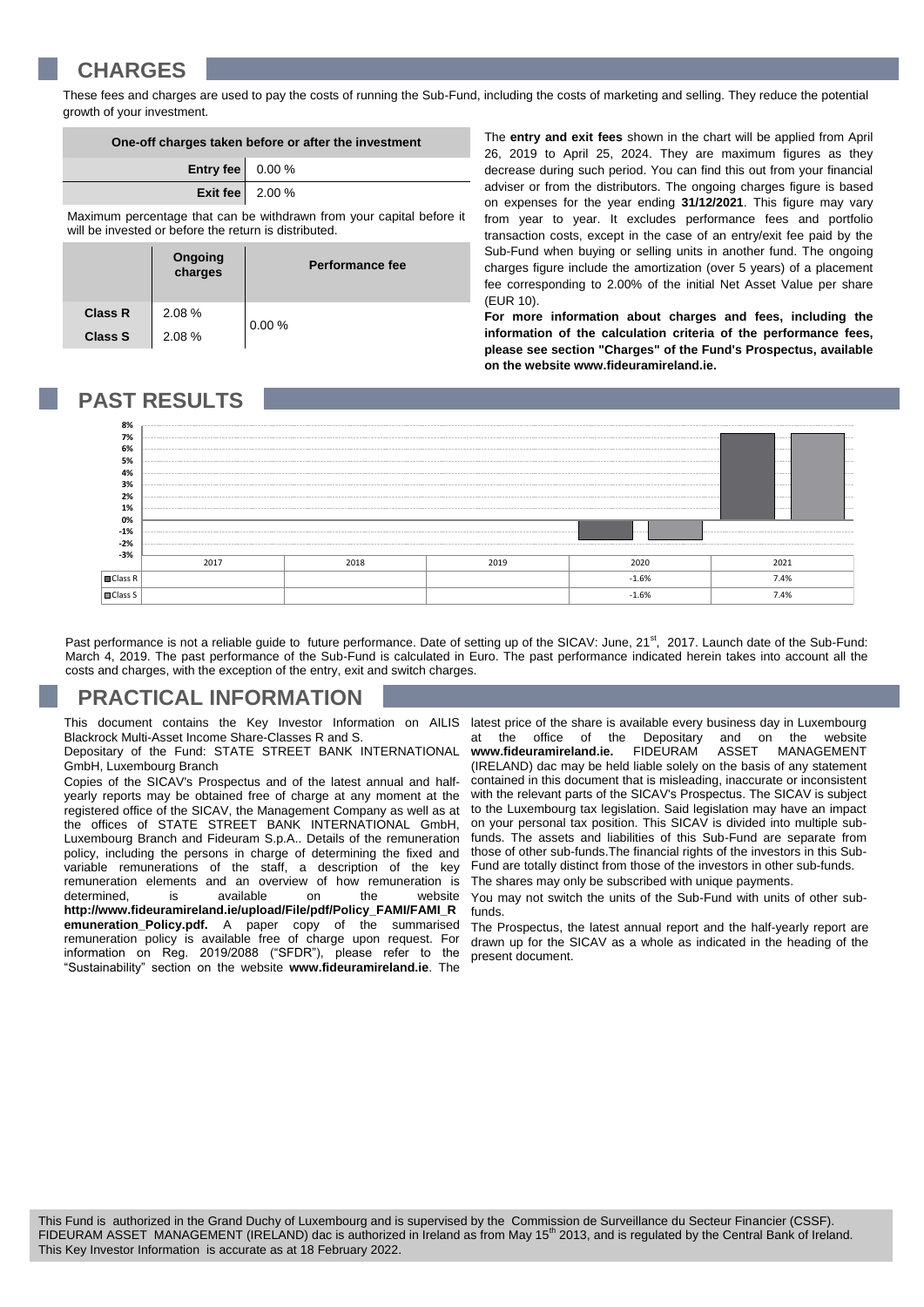## CHARGES

These fees and charges are used to pay the costs of running the Sub-Fund, including the costs of marketing and selling. They reduce the potential growth of your investment.

| One-off charges taken before or after the investment | |
|---|---|
| **Entry fee** | 0.00 % |
| **Exit fee** | 2.00 % |

Maximum percentage that can be withdrawn from your capital before it will be invested or before the return is distributed.

| | Ongoing charges | Performance fee |
|---|---|---|
| **Class R** | 2.08 % | 0.00 % |
| **Class S** | 2.08 % | |

The **entry and exit fees** shown in the chart will be applied from April 26, 2019 to April 25, 2024. They are maximum figures as they decrease during such period. You can find this out from your financial adviser or from the distributors. The ongoing charges figure is based on expenses for the year ending **31/12/2021**. This figure may vary from year to year. It excludes performance fees and portfolio transaction costs, except in the case of an entry/exit fee paid by the Sub-Fund when buying or selling units in another fund. The ongoing charges figure include the amortization (over 5 years) of a placement fee corresponding to 2.00% of the initial Net Asset Value per share (EUR 10).

**For more information about charges and fees, including the information of the calculation criteria of the performance fees, please see section "Charges" of the Fund's Prospectus, available on the website www.fideuramireland.ie.**

## PAST RESULTS

8%
7%
6%
5%
4%
3%
2%
1%
0%
-1%
-2%
-3%

2017 2018 2019 2020 2021

Class R -1.6% 7.4%

Class S -1.6% 7.4%

Past performance is not a reliable guide to future performance. Date of setting up of the SICAV: June, 21st, 2017. Launch date of the Sub-Fund: March 4, 2019. The past performance of the Sub-Fund is calculated in Euro. The past performance indicated herein takes into account all the costs and charges, with the exception of the entry, exit and switch charges.

## PRACTICAL INFORMATION

This document contains the Key Investor Information on AILIS Blackrock Multi-Asset Income Share-Classes R and S.

Depositary of the Fund: STATE STREET BANK INTERNATIONAL GmbH, Luxembourg Branch

Copies of the SICAV's Prospectus and of the latest annual and half-yearly reports may be obtained free of charge at any moment at the registered office of the SICAV, the Management Company as well as at the offices of STATE STREET BANK INTERNATIONAL GmbH, Luxembourg Branch and Fideuram S.p.A.. Details of the remuneration policy, including the persons in charge of determining the fixed and variable remunerations of the staff, a description of the key remuneration elements and an overview of how remuneration is determined, is available on the website **http://www.fideuramireland.ie/upload/File/pdf/Policy_FAMI/FAMI_Remuneration_Policy.pdf.** A paper copy of the summarised remuneration policy is available free of charge upon request. For information on Reg. 2019/2088 ("SFDR"), please refer to the "Sustainability" section on the website **www.fideuramireland.ie**. The latest price of the share is available every business day in Luxembourg at the office of the Depositary and on the website **www.fideuramireland.ie.** FIDEURAM ASSET MANAGEMENT (IRELAND) dac may be held liable solely on the basis of any statement contained in this document that is misleading, inaccurate or inconsistent with the relevant parts of the SICAV's Prospectus. The SICAV is subject to the Luxembourg tax legislation. Said legislation may have an impact on your personal tax position. This SICAV is divided into multiple sub-funds. The assets and liabilities of this Sub-Fund are separate from those of other sub-funds.The financial rights of the investors in this Sub-Fund are totally distinct from those of the investors in other sub-funds. The shares may only be subscribed with unique payments.

You may not switch the units of the Sub-Fund with units of other sub-funds.

The Prospectus, the latest annual report and the half-yearly report are drawn up for the SICAV as a whole as indicated in the heading of the present document.

This Fund is authorized in the Grand Duchy of Luxembourg and is supervised by the Commission de Surveillance du Secteur Financier (CSSF). FIDEURAM ASSET MANAGEMENT (IRELAND) dac is authorized in Ireland as from May 15th 2013, and is regulated by the Central Bank of Ireland. This Key Investor Information is accurate as at 18 February 2022.